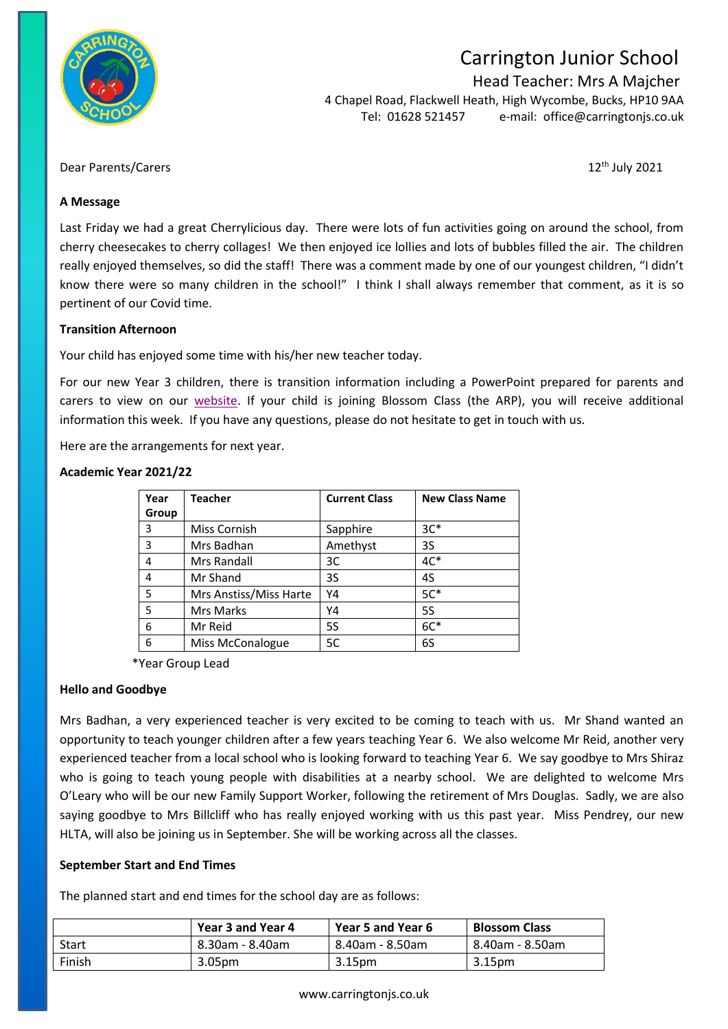# Carrington Junior School

Head Teacher: Mrs A Majcher

4 Chapel Road, Flackwell Heath, High Wycombe, Bucks, HP10 9AA
Tel: 01628 521457 e-mail: office@carringtonjs.co.uk

Dear Parents/Carers

12th July 2021

**A Message**

Last Friday we had a great Cherrylicious day. There were lots of fun activities going on around the school, from cherry cheesecakes to cherry collages! We then enjoyed ice lollies and lots of bubbles filled the air. The children really enjoyed themselves, so did the staff! There was a comment made by one of our youngest children, "I didn't know there were so many children in the school!" I think I shall always remember that comment, as it is so pertinent of our Covid time.

**Transition Afternoon**

Your child has enjoyed some time with his/her new teacher today.

For our new Year 3 children, there is transition information including a PowerPoint prepared for parents and carers to view on our website. If your child is joining Blossom Class (the ARP), you will receive additional information this week. If you have any questions, please do not hesitate to get in touch with us.

Here are the arrangements for next year.

**Academic Year 2021/22**

| Year Group | Teacher | Current Class | New Class Name |
|---|---|---|---|
| 3 | Miss Cornish | Sapphire | 3C* |
| 3 | Mrs Badhan | Amethyst | 3S |
| 4 | Mrs Randall | 3C | 4C* |
| 4 | Mr Shand | 3S | 4S |
| 5 | Mrs Anstiss/Miss Harte | Y4 | 5C* |
| 5 | Mrs Marks | Y4 | 5S |
| 6 | Mr Reid | 5S | 6C* |
| 6 | Miss McConalogue | 5C | 6S |

*Year Group Lead

**Hello and Goodbye**

Mrs Badhan, a very experienced teacher is very excited to be coming to teach with us. Mr Shand wanted an opportunity to teach younger children after a few years teaching Year 6. We also welcome Mr Reid, another very experienced teacher from a local school who is looking forward to teaching Year 6. We say goodbye to Mrs Shiraz who is going to teach young people with disabilities at a nearby school. We are delighted to welcome Mrs O'Leary who will be our new Family Support Worker, following the retirement of Mrs Douglas. Sadly, we are also saying goodbye to Mrs Billcliff who has really enjoyed working with us this past year. Miss Pendrey, our new HLTA, will also be joining us in September. She will be working across all the classes.

**September Start and End Times**

The planned start and end times for the school day are as follows:

| | Year 3 and Year 4 | Year 5 and Year 6 | Blossom Class |
|---|---|---|---|
| Start | 8.30am - 8.40am | 8.40am - 8.50am | 8.40am - 8.50am |
| Finish | 3.05pm | 3.15pm | 3.15pm |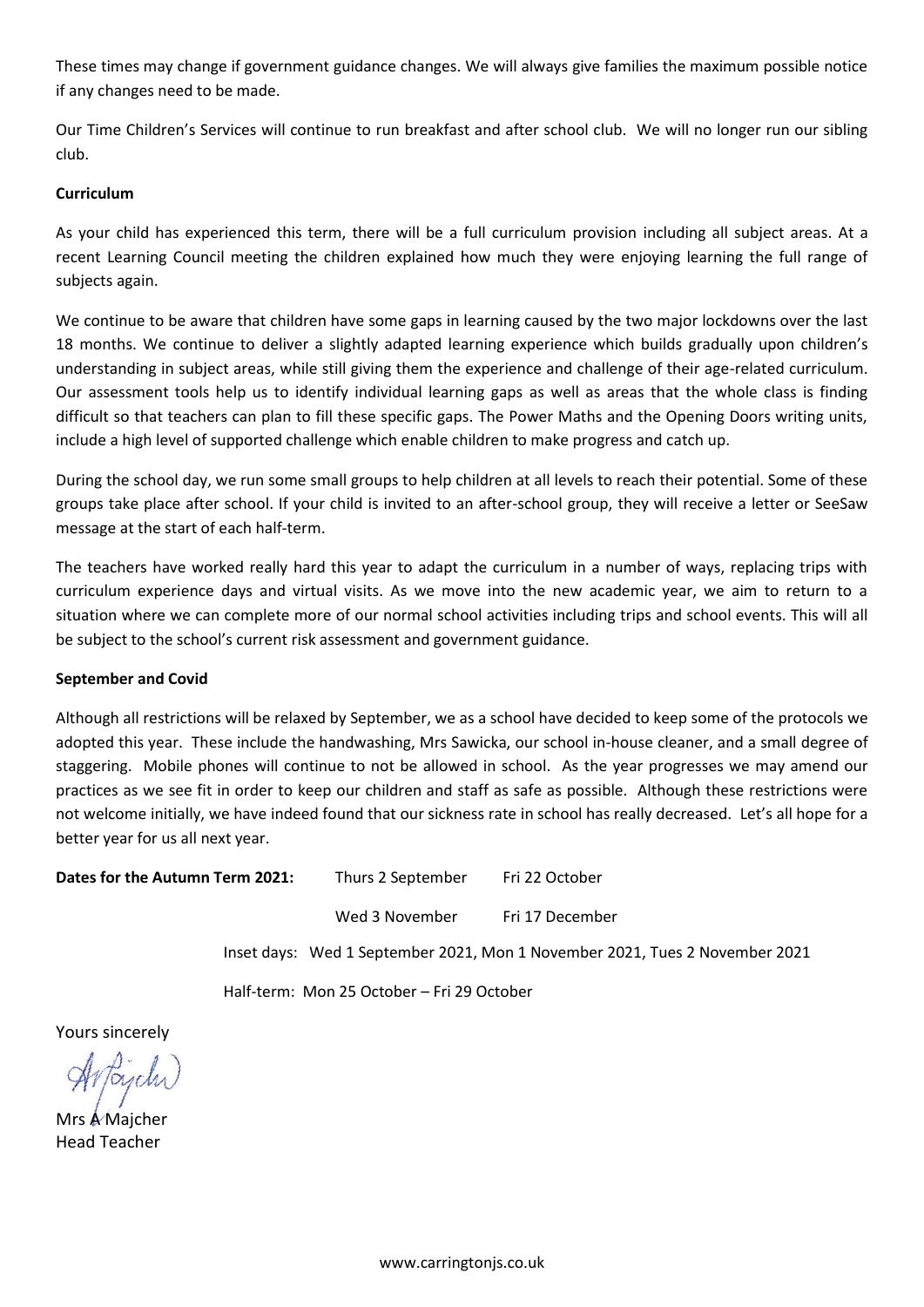These times may change if government guidance changes. We will always give families the maximum possible notice if any changes need to be made.

Our Time Children's Services will continue to run breakfast and after school club. We will no longer run our sibling club.

**Curriculum**

As your child has experienced this term, there will be a full curriculum provision including all subject areas. At a recent Learning Council meeting the children explained how much they were enjoying learning the full range of subjects again.

We continue to be aware that children have some gaps in learning caused by the two major lockdowns over the last 18 months. We continue to deliver a slightly adapted learning experience which builds gradually upon children's understanding in subject areas, while still giving them the experience and challenge of their age-related curriculum. Our assessment tools help us to identify individual learning gaps as well as areas that the whole class is finding difficult so that teachers can plan to fill these specific gaps. The Power Maths and the Opening Doors writing units, include a high level of supported challenge which enable children to make progress and catch up.

During the school day, we run some small groups to help children at all levels to reach their potential. Some of these groups take place after school. If your child is invited to an after-school group, they will receive a letter or SeeSaw message at the start of each half-term.

The teachers have worked really hard this year to adapt the curriculum in a number of ways, replacing trips with curriculum experience days and virtual visits. As we move into the new academic year, we aim to return to a situation where we can complete more of our normal school activities including trips and school events. This will all be subject to the school's current risk assessment and government guidance.

**September and Covid**

Although all restrictions will be relaxed by September, we as a school have decided to keep some of the protocols we adopted this year. These include the handwashing, Mrs Sawicka, our school in-house cleaner, and a small degree of staggering. Mobile phones will continue to not be allowed in school. As the year progresses we may amend our practices as we see fit in order to keep our children and staff as safe as possible. Although these restrictions were not welcome initially, we have indeed found that our sickness rate in school has really decreased. Let's all hope for a better year for us all next year.

**Dates for the Autumn Term 2021:** Thurs 2 September – Fri 22 October

Wed 3 November – Fri 17 December

Inset days: Wed 1 September 2021, Mon 1 November 2021, Tues 2 November 2021

Half-term: Mon 25 October – Fri 29 October

Yours sincerely

Mrs A Majcher
Head Teacher